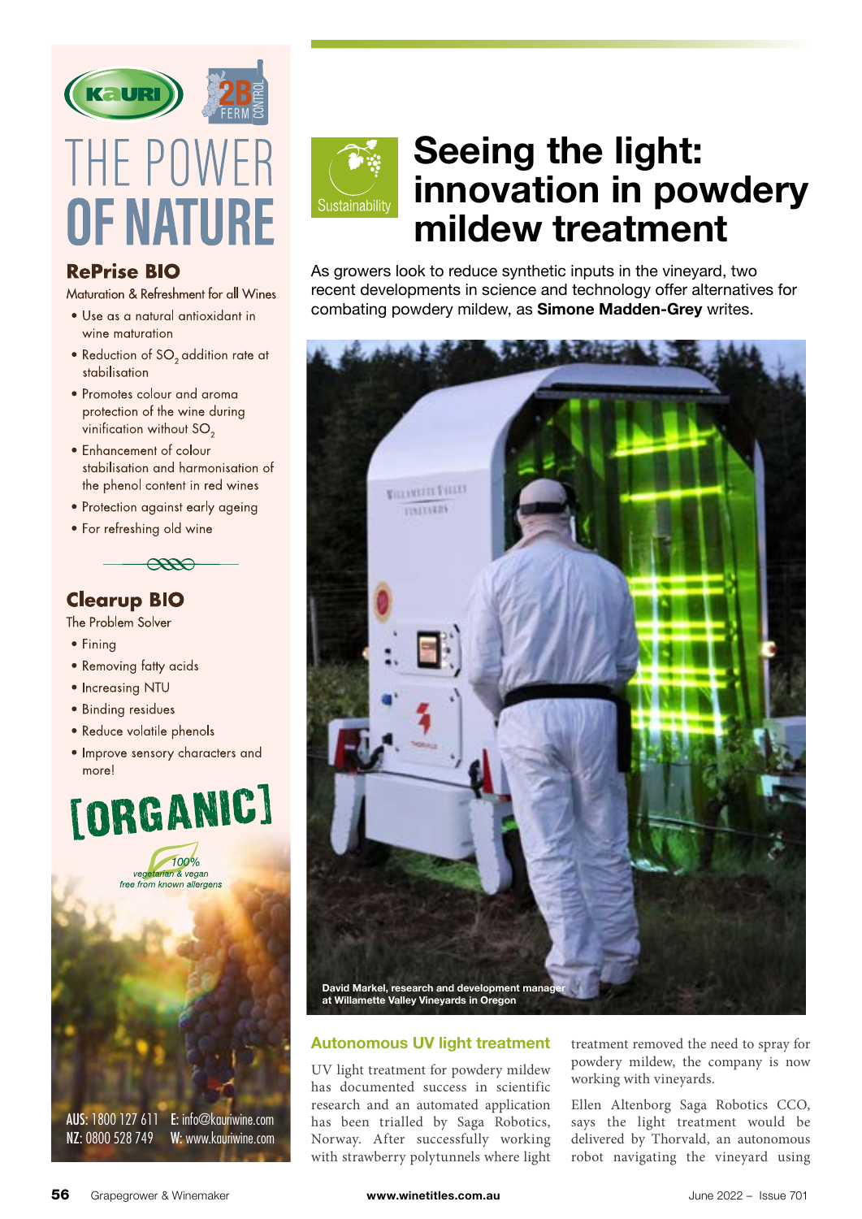# THE POWER OF NATURE

## RePrise BIO

Maturation & Refreshment for all Wines

- Use as a natural antioxidant in wine maturation
- Reduction of $SO_2$ addition rate at stabilisation
- Promotes colour and aroma protection of the wine during vinification without $SO_2$
- Enhancement of colour stabilisation and harmonisation of the phenol content in red wines
- Protection against early ageing
- For refreshing old wine

## Clearup BIO

The Problem Solver

- Fining
- Removing fatty acids
- Increasing NTU
- Binding residues
- Reduce volatile phenols
- Improve sensory characters and more!

[ORGANIC]

100% vegetarian & vegan free from known allergens

AUS: 1800 127 611 E: info@kauriwine.com
NZ: 0800 528 749 W: www.kauriwine.com

Sustainability

# Seeing the light: innovation in powdery mildew treatment

As growers look to reduce synthetic inputs in the vineyard, two recent developments in science and technology offer alternatives for combating powdery mildew, as **Simone Madden-Grey** writes.

David Markel, research and development manager at Willamette Valley Vineyards in Oregon

## Autonomous UV light treatment

UV light treatment for powdery mildew has documented success in scientific research and an automated application has been trialled by Saga Robotics, Norway. After successfully working with strawberry polytunnels where light treatment removed the need to spray for powdery mildew, the company is now working with vineyards.

Ellen Altenborg Saga Robotics CCO, says the light treatment would be delivered by Thorvald, an autonomous robot navigating the vineyard using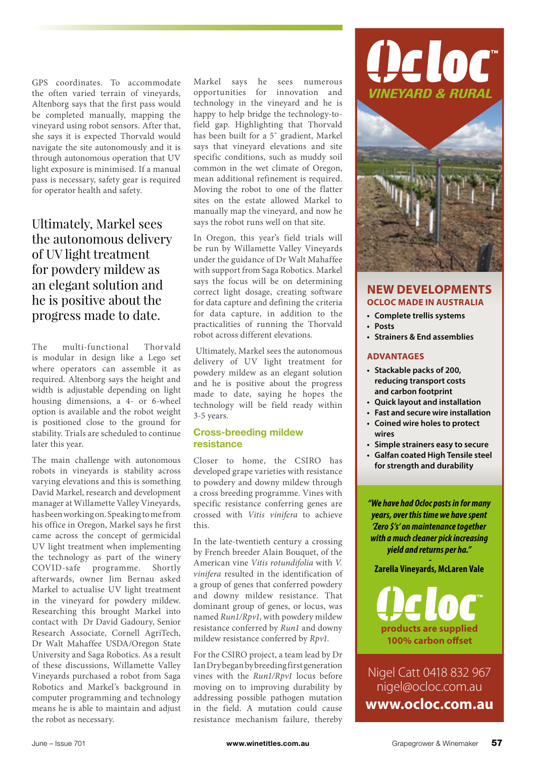GPS coordinates. To accommodate the often varied terrain of vineyards, Altenborg says that the first pass would be completed manually, mapping the vineyard using robot sensors. After that, she says it is expected Thorvald would navigate the site autonomously and it is through autonomous operation that UV light exposure is minimised. If a manual pass is necessary, safety gear is required for operator health and safety.

> Ultimately, Markel sees the autonomous delivery of UV light treatment for powdery mildew as an elegant solution and he is positive about the progress made to date.

The multi-functional Thorvald is modular in design like a Lego set where operators can assemble it as required. Altenborg says the height and width is adjustable depending on light housing dimensions, a 4- or 6-wheel option is available and the robot weight is positioned close to the ground for stability. Trials are scheduled to continue later this year.

The main challenge with autonomous robots in vineyards is stability across varying elevations and this is something David Markel, research and development manager at Willamette Valley Vineyards, has been working on. Speaking to me from his office in Oregon, Markel says he first came across the concept of germicidal UV light treatment when implementing the technology as part of the winery COVID-safe programme. Shortly afterwards, owner Jim Bernau asked Markel to actualise UV light treatment in the vineyard for powdery mildew. Researching this brought Markel into contact with Dr David Gadoury, Senior Research Associate, Cornell AgriTech, Dr Walt Mahaffee USDA/Oregon State University and Saga Robotics. As a result of these discussions, Willamette Valley Vineyards purchased a robot from Saga Robotics and Markel's background in computer programming and technology means he is able to maintain and adjust the robot as necessary.

Markel says he sees numerous opportunities for innovation and technology in the vineyard and he is happy to help bridge the technology-to-field gap. Highlighting that Thorvald has been built for a 5° gradient, Markel says that vineyard elevations and site specific conditions, such as muddy soil common in the wet climate of Oregon, mean additional refinement is required. Moving the robot to one of the flatter sites on the estate allowed Markel to manually map the vineyard, and now he says the robot runs well on that site.

In Oregon, this year's field trials will be run by Willamette Valley Vineyards under the guidance of Dr Walt Mahaffee with support from Saga Robotics. Markel says the focus will be on determining correct light dosage, creating software for data capture and defining the criteria for data capture, in addition to the practicalities of running the Thorvald robot across different elevations.

Ultimately, Markel sees the autonomous delivery of UV light treatment for powdery mildew as an elegant solution and he is positive about the progress made to date, saying he hopes the technology will be field ready within 3-5 years.

## Cross-breeding mildew resistance

Closer to home, the CSIRO has developed grape varieties with resistance to powdery and downy mildew through a cross breeding programme. Vines with specific resistance conferring genes are crossed with *Vitis vinifera* to achieve this.

In the late-twentieth century a crossing by French breeder Alain Bouquet, of the American vine *Vitis rotundifolia* with *V. vinifera* resulted in the identification of a group of genes that conferred powdery and downy mildew resistance. That dominant group of genes, or locus, was named *Run1/Rpv1*, with powdery mildew resistance conferred by *Run1* and downy mildew resistance conferred by *Rpv1*.

For the CSIRO project, a team lead by Dr Ian Dry began by breeding first generation vines with the *Run1/Rpv1* locus before moving on to improving durability by addressing possible pathogen mutation in the field. A mutation could cause resistance mechanism failure, thereby

---

**Ocloc™ VINEYARD & RURAL**

**NEW DEVELOPMENTS**
**OCLOC MADE IN AUSTRALIA**

- Complete trellis systems
- Posts
- Strainers & End assemblies

**ADVANTAGES**

- Stackable packs of 200, reducing transport costs and carbon footprint
- Quick layout and installation
- Fast and secure wire installation
- Coined wire holes to protect wires
- Simple strainers easy to secure
- Galfan coated High Tensile steel for strength and durability

*"We have had Ocloc posts in for many years, over this time we have spent 'Zero $'s' on maintenance together with a much cleaner pick increasing yield and returns per ha."*

**Zarella Vineyards, McLaren Vale**

**Ocloc™ products are supplied 100% carbon offset**

Nigel Catt 0418 832 967
nigel@ocloc.com.au
**www.ocloc.com.au**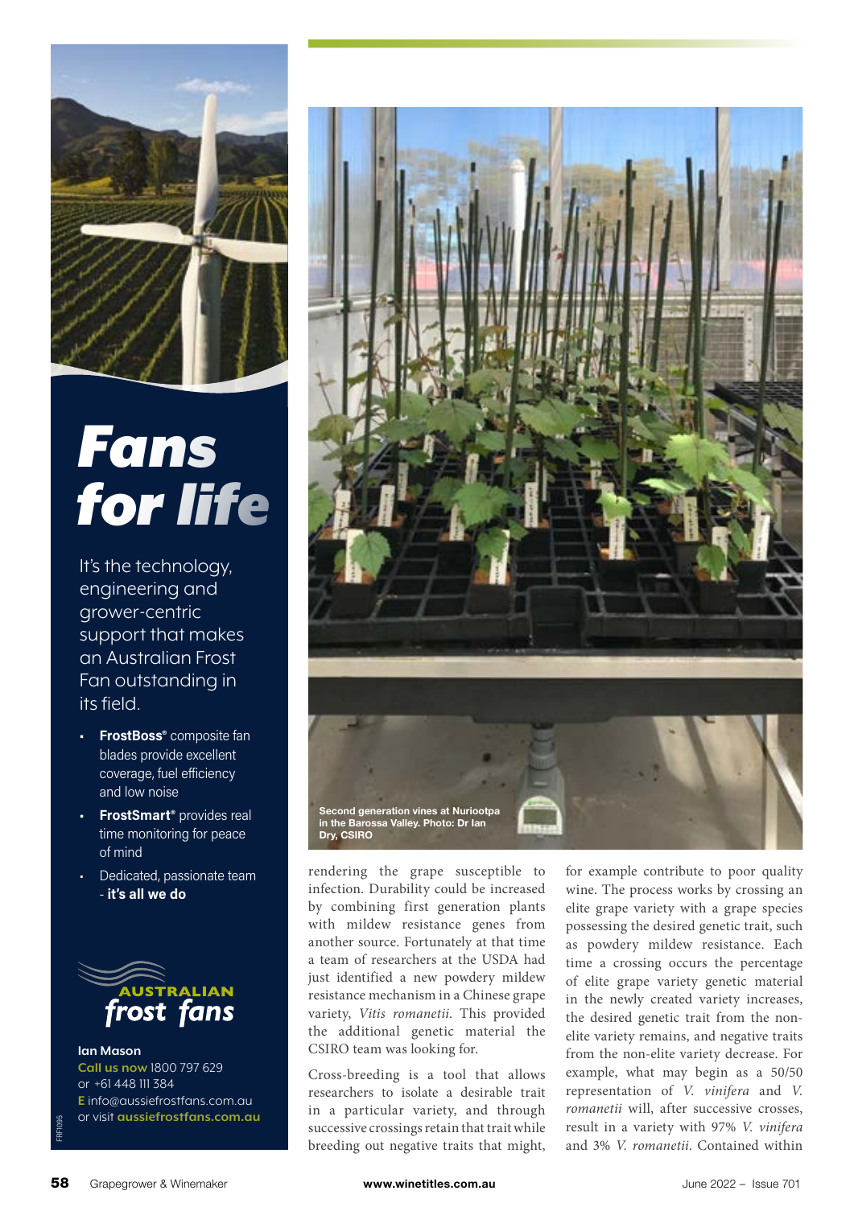# Fans for life

It's the technology, engineering and grower-centric support that makes an Australian Frost Fan outstanding in its field.

- **FrostBoss®** composite fan blades provide excellent coverage, fuel efficiency and low noise
- **FrostSmart®** provides real time monitoring for peace of mind
- Dedicated, passionate team - **it's all we do**

AUSTRALIAN frost fans

**Ian Mason**
Call us now 1800 797 629
or +61 448 111 384
E info@aussiefrostfans.com.au
or visit **aussiefrostfans.com.au**

FRF1095

Second generation vines at Nuriootpa in the Barossa Valley. Photo: Dr Ian Dry, CSIRO

rendering the grape susceptible to infection. Durability could be increased by combining first generation plants with mildew resistance genes from another source. Fortunately at that time a team of researchers at the USDA had just identified a new powdery mildew resistance mechanism in a Chinese grape variety, *Vitis romanetii*. This provided the additional genetic material the CSIRO team was looking for.

Cross-breeding is a tool that allows researchers to isolate a desirable trait in a particular variety, and through successive crossings retain that trait while breeding out negative traits that might, for example contribute to poor quality wine. The process works by crossing an elite grape variety with a grape species possessing the desired genetic trait, such as powdery mildew resistance. Each time a crossing occurs the percentage of elite grape variety genetic material in the newly created variety increases, the desired genetic trait from the non-elite variety remains, and negative traits from the non-elite variety decrease. For example, what may begin as a 50/50 representation of *V. vinifera* and *V. romanetii* will, after successive crosses, result in a variety with 97% *V. vinifera* and 3% *V. romanetii*. Contained within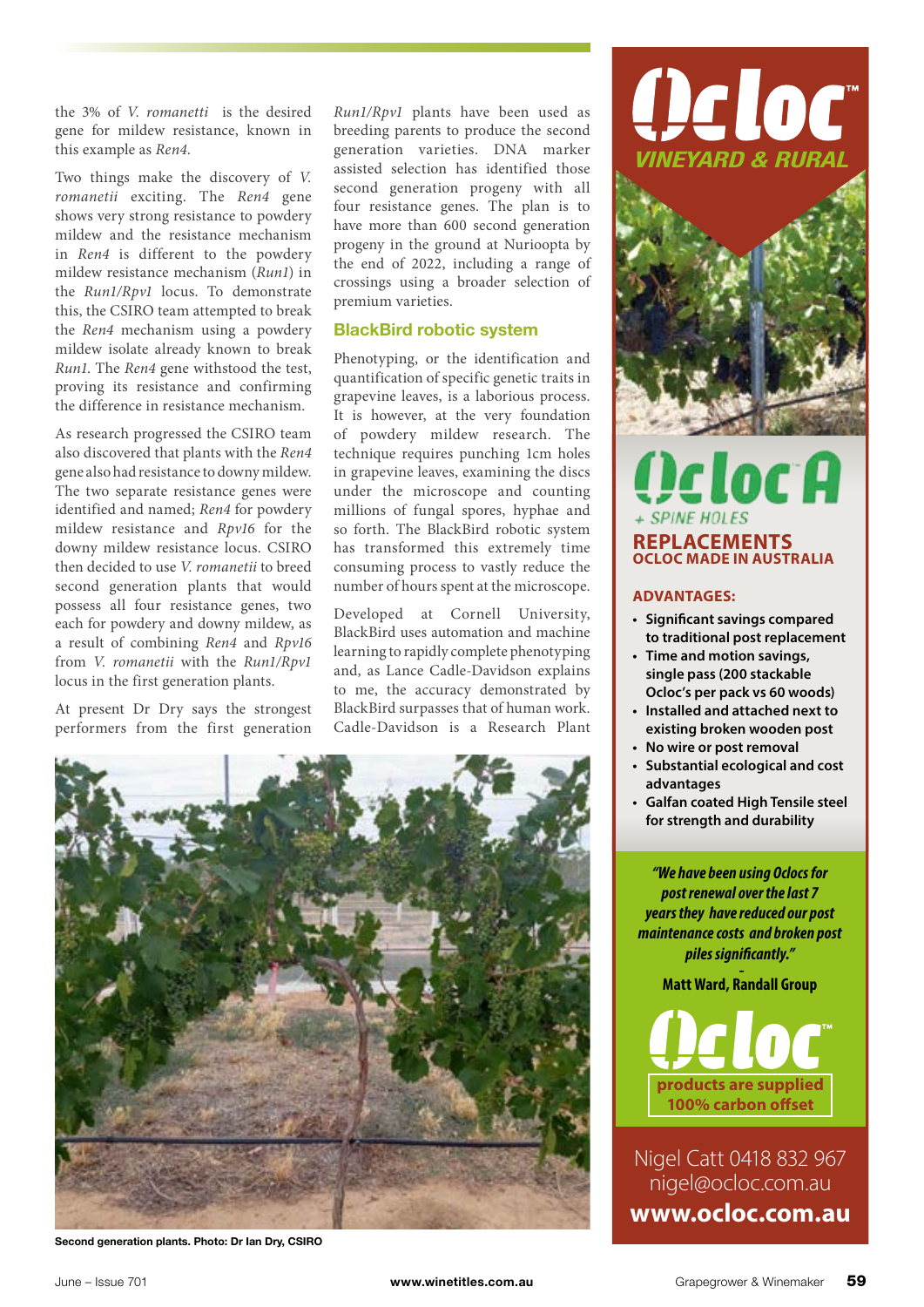the 3% of *V. romanetti* is the desired gene for mildew resistance, known in this example as *Ren4*.

Two things make the discovery of *V. romanetii* exciting. The *Ren4* gene shows very strong resistance to powdery mildew and the resistance mechanism in *Ren4* is different to the powdery mildew resistance mechanism (*Run1*) in the *Run1/Rpv1* locus. To demonstrate this, the CSIRO team attempted to break the *Ren4* mechanism using a powdery mildew isolate already known to break *Run1*. The *Ren4* gene withstood the test, proving its resistance and confirming the difference in resistance mechanism.

As research progressed the CSIRO team also discovered that plants with the *Ren4* gene also had resistance to downy mildew. The two separate resistance genes were identified and named; *Ren4* for powdery mildew resistance and *Rpv16* for the downy mildew resistance locus. CSIRO then decided to use *V. romanetii* to breed second generation plants that would possess all four resistance genes, two each for powdery and downy mildew, as a result of combining *Ren4* and *Rpv16* from *V. romanetii* with the *Run1/Rpv1* locus in the first generation plants.

At present Dr Dry says the strongest performers from the first generation *Run1/Rpv1* plants have been used as breeding parents to produce the second generation varieties. DNA marker assisted selection has identified those second generation progeny with all four resistance genes. The plan is to have more than 600 second generation progeny in the ground at Nurioopta by the end of 2022, including a range of crossings using a broader selection of premium varieties.

## BlackBird robotic system

Phenotyping, or the identification and quantification of specific genetic traits in grapevine leaves, is a laborious process. It is however, at the very foundation of powdery mildew research. The technique requires punching 1cm holes in grapevine leaves, examining the discs under the microscope and counting millions of fungal spores, hyphae and so forth. The BlackBird robotic system has transformed this extremely time consuming process to vastly reduce the number of hours spent at the microscope.

Developed at Cornell University, BlackBird uses automation and machine learning to rapidly complete phenotyping and, as Lance Cadle-Davidson explains to me, the accuracy demonstrated by BlackBird surpasses that of human work. Cadle-Davidson is a Research Plant

Second generation plants. Photo: Dr Ian Dry, CSIRO

**Ocloc™ VINEYARD & RURAL**

**Ocloc A** + SPINE HOLES

**REPLACEMENTS**
**OCLOC MADE IN AUSTRALIA**

**ADVANTAGES:**

- Significant savings compared to traditional post replacement
- Time and motion savings, single pass (200 stackable Ocloc's per pack vs 60 woods)
- Installed and attached next to existing broken wooden post
- No wire or post removal
- Substantial ecological and cost advantages
- Galfan coated High Tensile steel for strength and durability

*"We have been using Oclocs for post renewal over the last 7 years they have reduced our post maintenance costs and broken post piles significantly."*

**Matt Ward, Randall Group**

**Ocloc™ products are supplied 100% carbon offset**

Nigel Catt 0418 832 967
nigel@ocloc.com.au
**www.ocloc.com.au**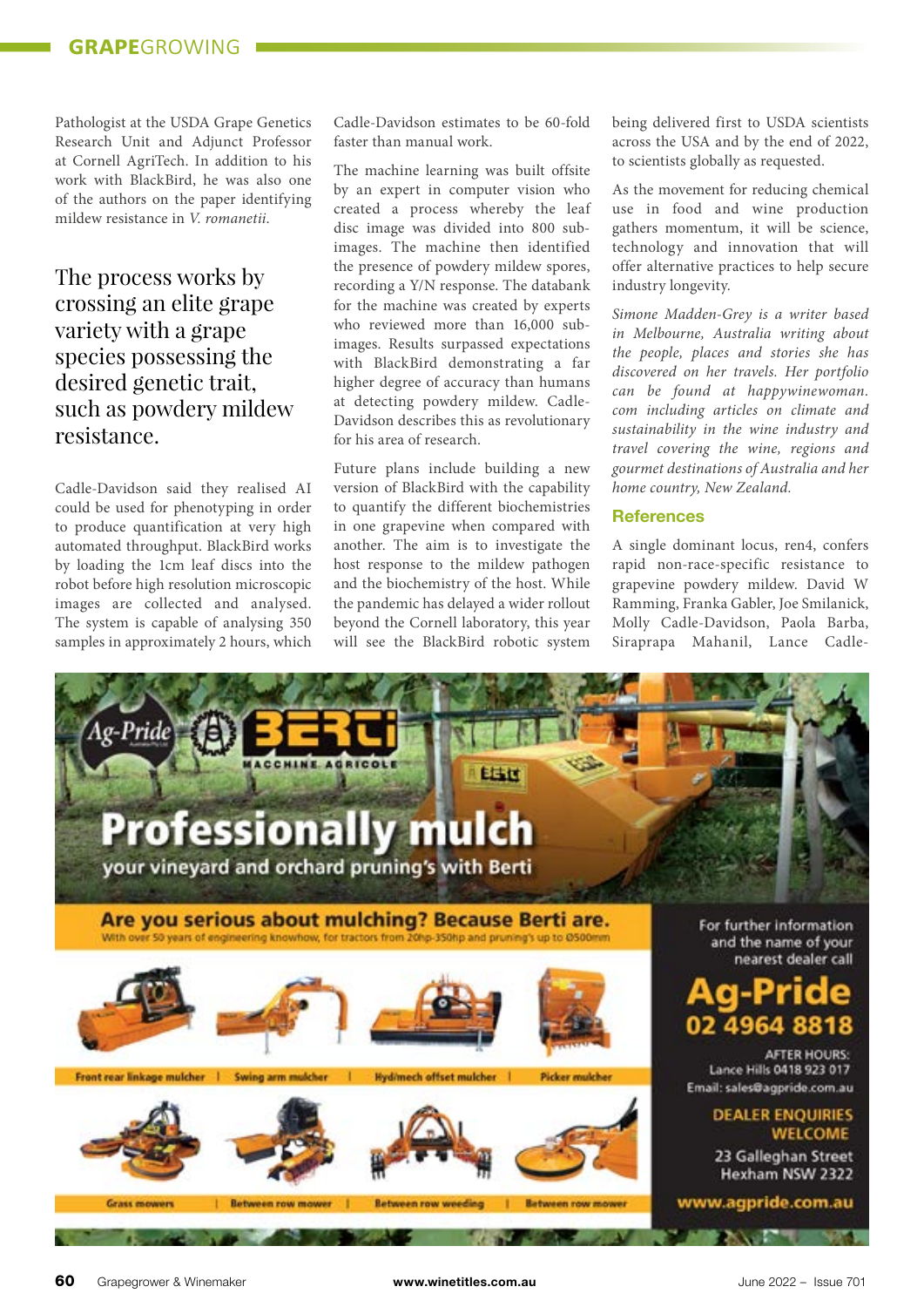Pathologist at the USDA Grape Genetics Research Unit and Adjunct Professor at Cornell AgriTech. In addition to his work with BlackBird, he was also one of the authors on the paper identifying mildew resistance in *V. romanetii*.

> The process works by crossing an elite grape variety with a grape species possessing the desired genetic trait, such as powdery mildew resistance.

Cadle-Davidson said they realised AI could be used for phenotyping in order to produce quantification at very high automated throughput. BlackBird works by loading the 1cm leaf discs into the robot before high resolution microscopic images are collected and analysed. The system is capable of analysing 350 samples in approximately 2 hours, which Cadle-Davidson estimates to be 60-fold faster than manual work.

The machine learning was built offsite by an expert in computer vision who created a process whereby the leaf disc image was divided into 800 sub-images. The machine then identified the presence of powdery mildew spores, recording a Y/N response. The databank for the machine was created by experts who reviewed more than 16,000 sub-images. Results surpassed expectations with BlackBird demonstrating a far higher degree of accuracy than humans at detecting powdery mildew. Cadle-Davidson describes this as revolutionary for his area of research.

Future plans include building a new version of BlackBird with the capability to quantify the different biochemistries in one grapevine when compared with another. The aim is to investigate the host response to the mildew pathogen and the biochemistry of the host. While the pandemic has delayed a wider rollout beyond the Cornell laboratory, this year will see the BlackBird robotic system being delivered first to USDA scientists across the USA and by the end of 2022, to scientists globally as requested.

As the movement for reducing chemical use in food and wine production gathers momentum, it will be science, technology and innovation that will offer alternative practices to help secure industry longevity.

*Simone Madden-Grey is a writer based in Melbourne, Australia writing about the people, places and stories she has discovered on her travels. Her portfolio can be found at happywinewoman.com including articles on climate and sustainability in the wine industry and travel covering the wine, regions and gourmet destinations of Australia and her home country, New Zealand.*

## References

A single dominant locus, ren4, confers rapid non-race-specific resistance to grapevine powdery mildew. David W Ramming, Franka Gabler, Joe Smilanick, Molly Cadle-Davidson, Paola Barba, Siraprapa Mahanil, Lance Cadle-

Ag-Pride | BERTI MACCHINE AGRICOLE

# Professionally mulch

your vineyard and orchard pruning's with Berti

**Are you serious about mulching? Because Berti are.**

With over 50 years of engineering knowhow, for tractors from 20hp-350hp and pruning's up to Ø500mm

Front rear linkage mulcher | Swing arm mulcher | Hyd/mech offset mulcher | Picker mulcher

Grass mowers | Between row mower | Between row weeding | Between row mower

For further information and the name of your nearest dealer call

**Ag-Pride**
**02 4964 8818**

AFTER HOURS: Lance Hills 0418 923 017
Email: sales@agpride.com.au

DEALER ENQUIRIES WELCOME

23 Galleghan Street
Hexham NSW 2322

www.agpride.com.au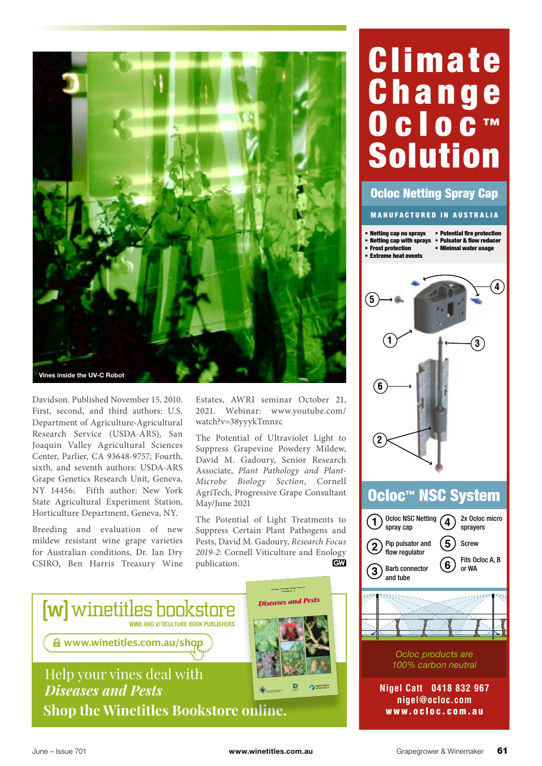Vines inside the UV-C Robot

Davidson. Published November 15, 2010. First, second, and third authors: U.S. Department of Agriculture-Agricultural Research Service (USDA-ARS), San Joaquin Valley Agricultural Sciences Center, Parlier, CA 93648-9757; Fourth, sixth, and seventh authors: USDA-ARS Grape Genetics Research Unit, Geneva, NY 14456; Fifth author: New York State Agricultural Experiment Station, Horticulture Department, Geneva, NY.

Breeding and evaluation of new mildew resistant wine grape varieties for Australian conditions, Dr. Ian Dry CSIRO, Ben Harris Treasury Wine Estates, AWRI seminar October 21, 2021. Webinar: www.youtube.com/watch?v=38yyykTmnzc

The Potential of Ultraviolet Light to Suppress Grapevine Powdery Mildew, David M. Gadoury, Senior Research Associate, *Plant Pathology and Plant-Microbe Biology Section*, Cornell AgriTech, Progressive Grape Consultant May/June 2021

The Potential of Light Treatments to Suppress Certain Plant Pathogens and Pests, David M. Gadoury, *Research Focus 2019-2*: Cornell Viticulture and Enology publication.

---

[w] winetitles bookstore

WINE AND VITICULTURE BOOK PUBLISHERS

www.winetitles.com.au/shop

Help your vines deal with
*Diseases and Pests*
**Shop the Winetitles Bookstore online.**

---

# Climate Change Ocloc™ Solution

## Ocloc Netting Spray Cap

MANUFACTURED IN AUSTRALIA

- Netting cap no sprays
- Netting cap with sprays
- Frost protection
- Extreme heat events
- Potential fire protection
- Pulsator & flow reducer
- Minimal water usage

## Ocloc™ NSC System

1. Ocloc NSC Netting spray cap
2. Pip pulsator and flow regulator
3. Barb connector and tube
4. 2x Ocloc micro sprayers
5. Screw
6. Fits Ocloc A, B or WA

Ocloc products are 100% carbon neutral

Nigel Catt 0418 832 967
nigel@ocloc.com
www.ocloc.com.au